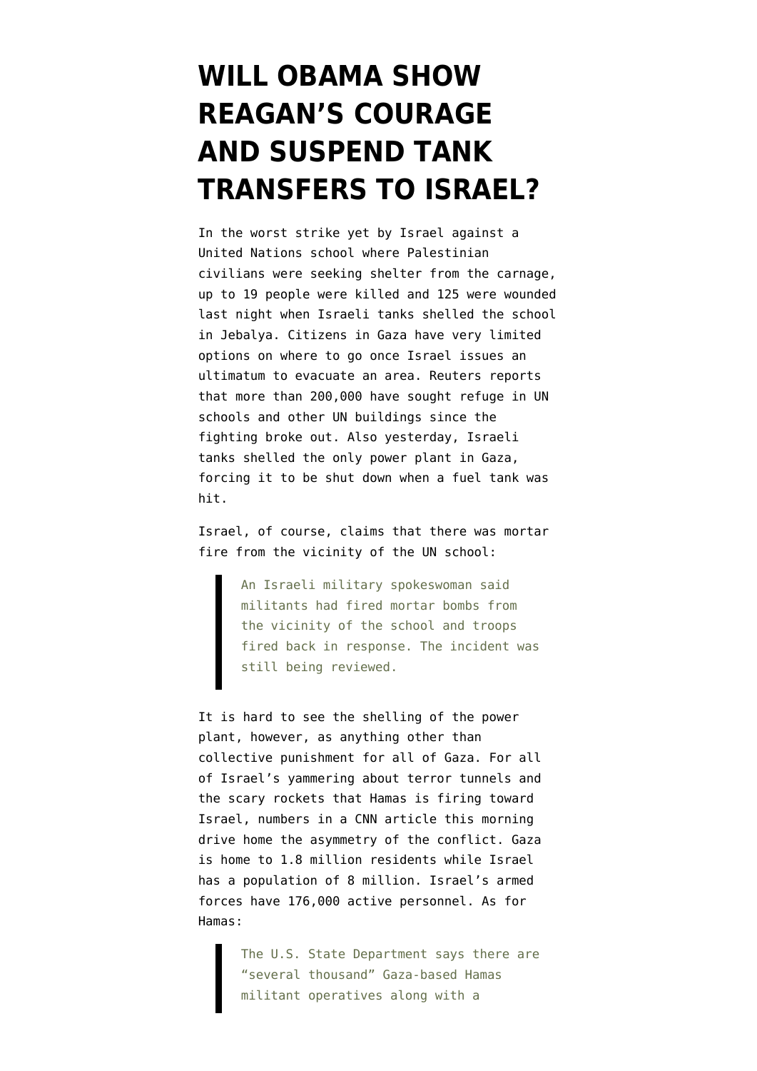# WILL OBAMA SHOW REAGAN'S COURAGE AND SUSPEND TANK TRANSFERS TO ISRAEL?

In the worst strike yet by Israel against a United Nations school where Palestinian civilians were seeking shelter from the carnage, up to 19 people were killed and 125 were wounded last night when Israeli tanks shelled the school in Jebalya. Citizens in Gaza have very limited options on where to go once Israel issues an ultimatum to evacuate an area. Reuters reports that more than 200,000 have sought refuge in UN schools and other UN buildings since the fighting broke out. Also yesterday, Israeli tanks shelled the only power plant in Gaza, forcing it to be shut down when a fuel tank was hit.

Israel, of course, claims that there was mortar fire from the vicinity of the UN school:

> An Israeli military spokeswoman said militants had fired mortar bombs from the vicinity of the school and troops fired back in response. The incident was still being reviewed.

It is hard to see the shelling of the power plant, however, as anything other than collective punishment for all of Gaza. For all of Israel's yammering about terror tunnels and the scary rockets that Hamas is firing toward Israel, numbers in a CNN article this morning drive home the asymmetry of the conflict. Gaza is home to 1.8 million residents while Israel has a population of 8 million. Israel's armed forces have 176,000 active personnel. As for Hamas:

> The U.S. State Department says there are "several thousand" Gaza-based Hamas militant operatives along with a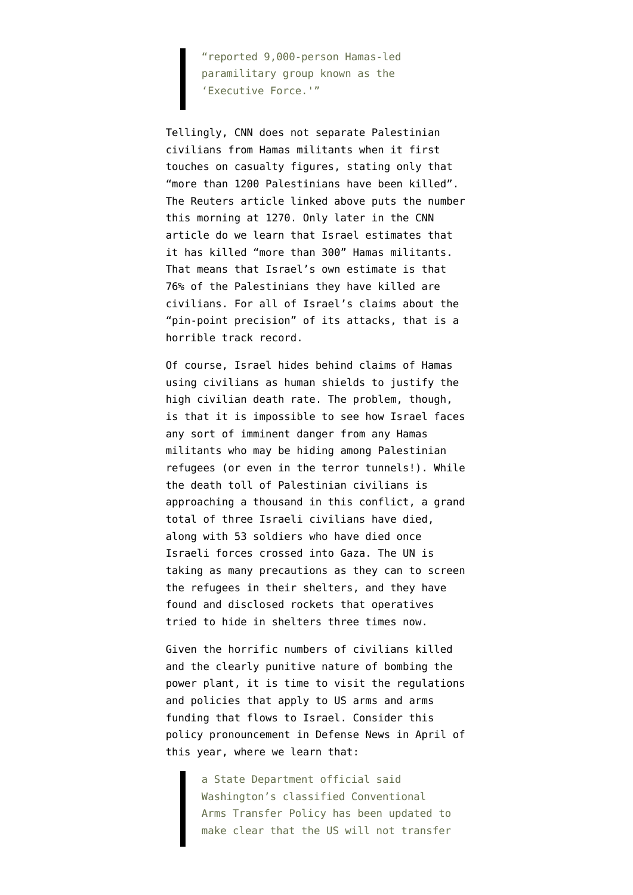> "reported 9,000-person Hamas-led paramilitary group known as the 'Executive Force.'"

Tellingly, CNN does not separate Palestinian civilians from Hamas militants when it first touches on casualty figures, stating only that "more than 1200 Palestinians have been killed". The Reuters article linked above puts the number this morning at 1270. Only later in the CNN article do we learn that Israel estimates that it has killed "more than 300" Hamas militants. That means that Israel's own estimate is that 76% of the Palestinians they have killed are civilians. For all of Israel's claims about the "pin-point precision" of its attacks, that is a horrible track record.

Of course, Israel hides behind claims of Hamas using civilians as human shields to justify the high civilian death rate. The problem, though, is that it is impossible to see how Israel faces any sort of imminent danger from any Hamas militants who may be hiding among Palestinian refugees (or even in the terror tunnels!). While the death toll of Palestinian civilians is approaching a thousand in this conflict, a grand total of three Israeli civilians have died, along with 53 soldiers who have died once Israeli forces crossed into Gaza. The UN is taking as many precautions as they can to screen the refugees in their shelters, and they have found and disclosed rockets that operatives tried to hide in shelters three times now.

Given the horrific numbers of civilians killed and the clearly punitive nature of bombing the power plant, it is time to visit the regulations and policies that apply to US arms and arms funding that flows to Israel. Consider this policy pronouncement in Defense News in April of this year, where we learn that:

> a State Department official said Washington's classified Conventional Arms Transfer Policy has been updated to make clear that the US will not transfer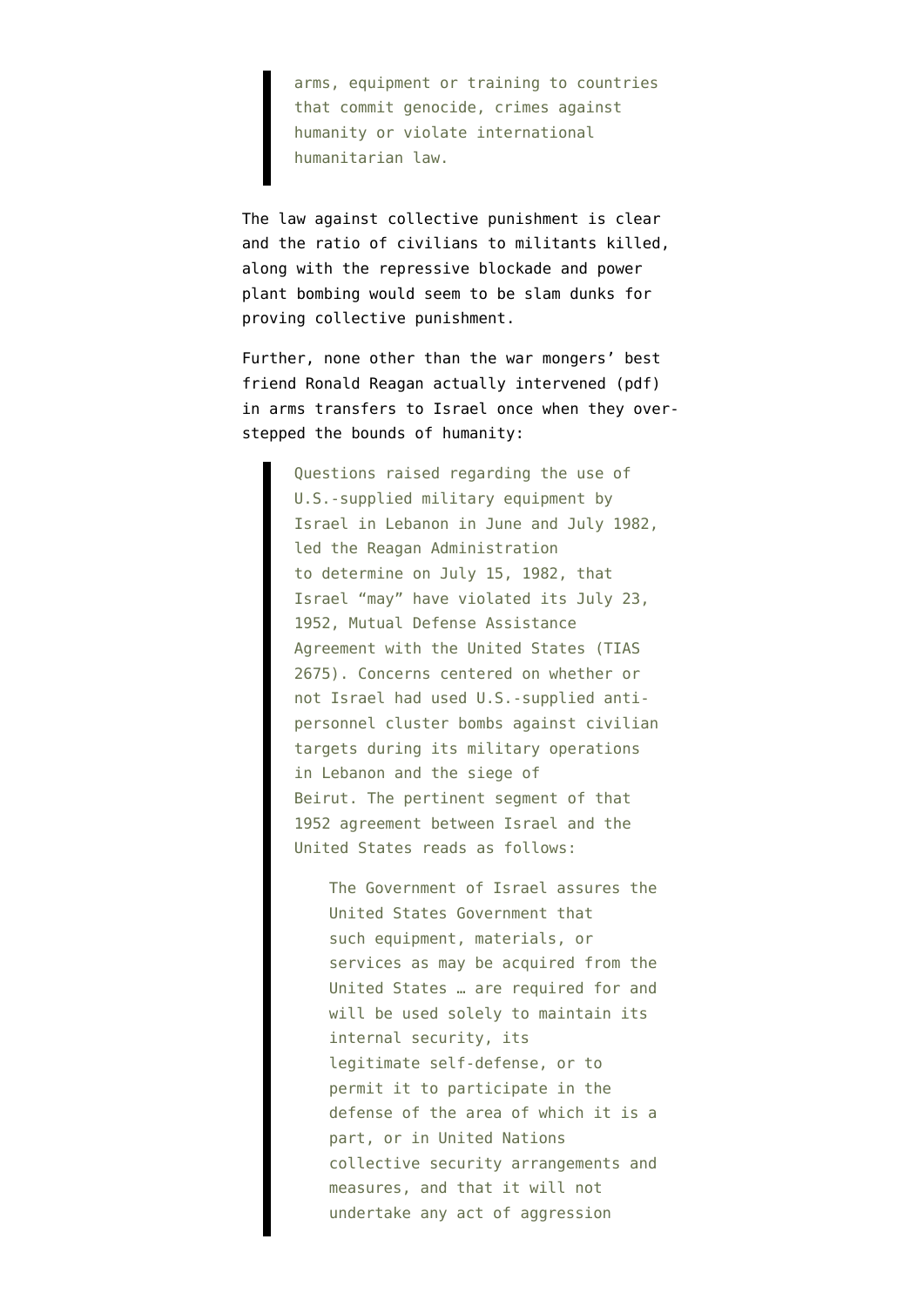> arms, equipment or training to countries that commit genocide, crimes against humanity or violate international humanitarian law.

The law against collective punishment is clear and the ratio of civilians to militants killed, along with the repressive blockade and power plant bombing would seem to be slam dunks for proving collective punishment.

Further, none other than the war mongers' best friend Ronald Reagan actually intervened (pdf) in arms transfers to Israel once when they over-stepped the bounds of humanity:

> Questions raised regarding the use of U.S.-supplied military equipment by Israel in Lebanon in June and July 1982, led the Reagan Administration to determine on July 15, 1982, that Israel "may" have violated its July 23, 1952, Mutual Defense Assistance Agreement with the United States (TIAS 2675). Concerns centered on whether or not Israel had used U.S.-supplied anti-personnel cluster bombs against civilian targets during its military operations in Lebanon and the siege of Beirut. The pertinent segment of that 1952 agreement between Israel and the United States reads as follows:
>
> > The Government of Israel assures the United States Government that such equipment, materials, or services as may be acquired from the United States … are required for and will be used solely to maintain its internal security, its legitimate self-defense, or to permit it to participate in the defense of the area of which it is a part, or in United Nations collective security arrangements and measures, and that it will not undertake any act of aggression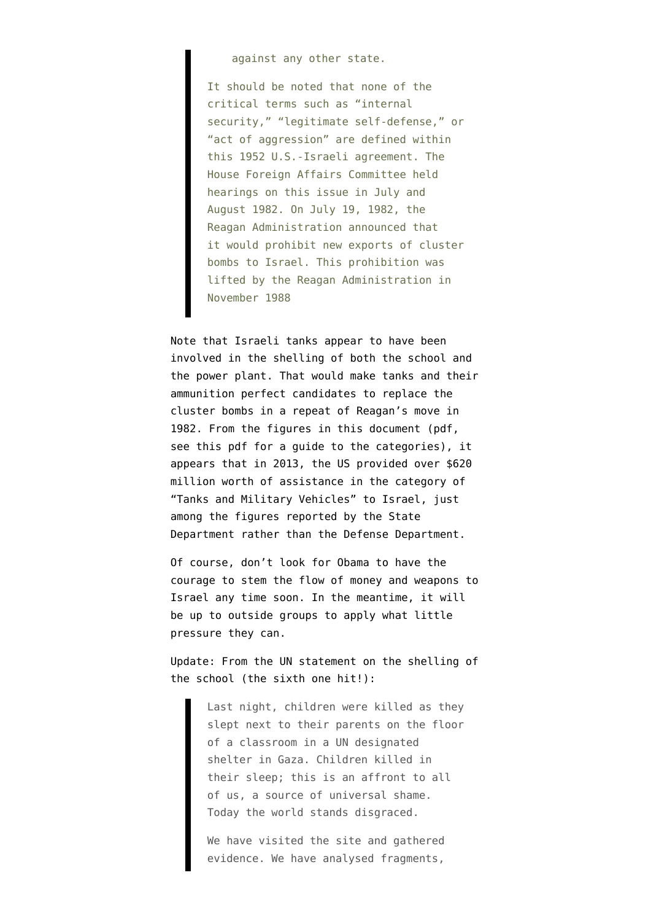> against any other state.
>
> It should be noted that none of the critical terms such as "internal security," "legitimate self-defense," or "act of aggression" are defined within this 1952 U.S.-Israeli agreement. The House Foreign Affairs Committee held hearings on this issue in July and August 1982. On July 19, 1982, the Reagan Administration announced that it would prohibit new exports of cluster bombs to Israel. This prohibition was lifted by the Reagan Administration in November 1988

Note that Israeli tanks appear to have been involved in the shelling of both the school and the power plant. That would make tanks and their ammunition perfect candidates to replace the cluster bombs in a repeat of Reagan's move in 1982. From the figures in this document (pdf, see this pdf for a guide to the categories), it appears that in 2013, the US provided over $620 million worth of assistance in the category of "Tanks and Military Vehicles" to Israel, just among the figures reported by the State Department rather than the Defense Department.

Of course, don't look for Obama to have the courage to stem the flow of money and weapons to Israel any time soon. In the meantime, it will be up to outside groups to apply what little pressure they can.

Update: From the UN statement on the shelling of the school (the sixth one hit!):

> Last night, children were killed as they slept next to their parents on the floor of a classroom in a UN designated shelter in Gaza. Children killed in their sleep; this is an affront to all of us, a source of universal shame. Today the world stands disgraced.
>
> We have visited the site and gathered evidence. We have analysed fragments,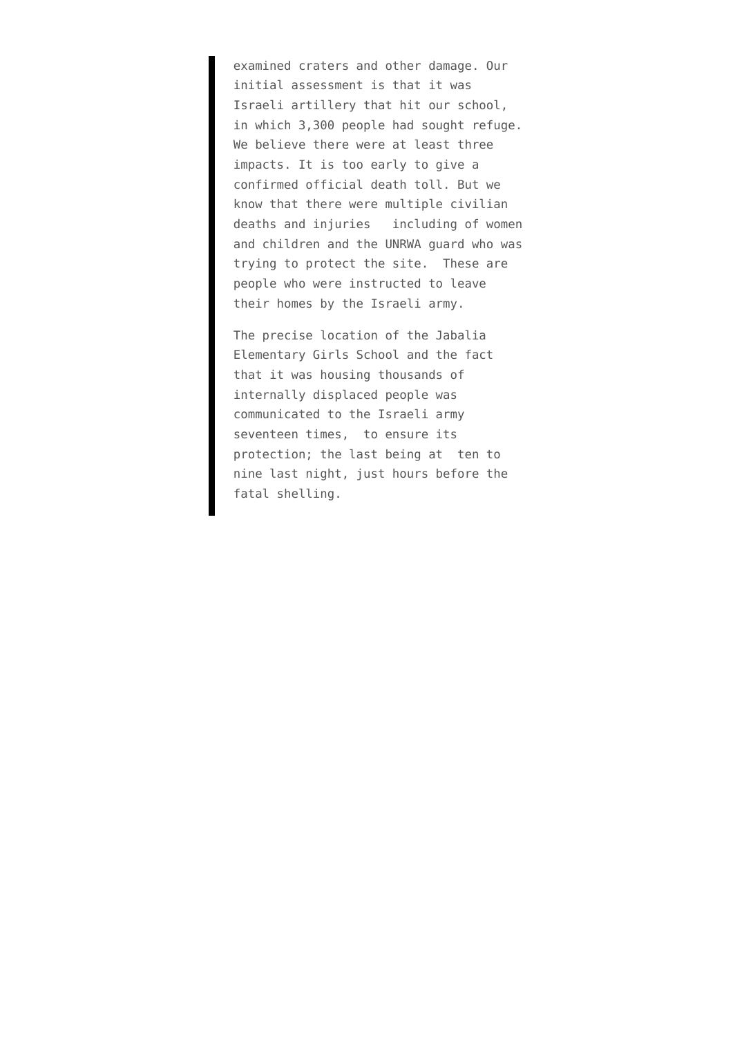> examined craters and other damage. Our initial assessment is that it was Israeli artillery that hit our school, in which 3,300 people had sought refuge. We believe there were at least three impacts. It is too early to give a confirmed official death toll. But we know that there were multiple civilian deaths and injuries including of women and children and the UNRWA guard who was trying to protect the site. These are people who were instructed to leave their homes by the Israeli army.
>
> The precise location of the Jabalia Elementary Girls School and the fact that it was housing thousands of internally displaced people was communicated to the Israeli army seventeen times, to ensure its protection; the last being at ten to nine last night, just hours before the fatal shelling.